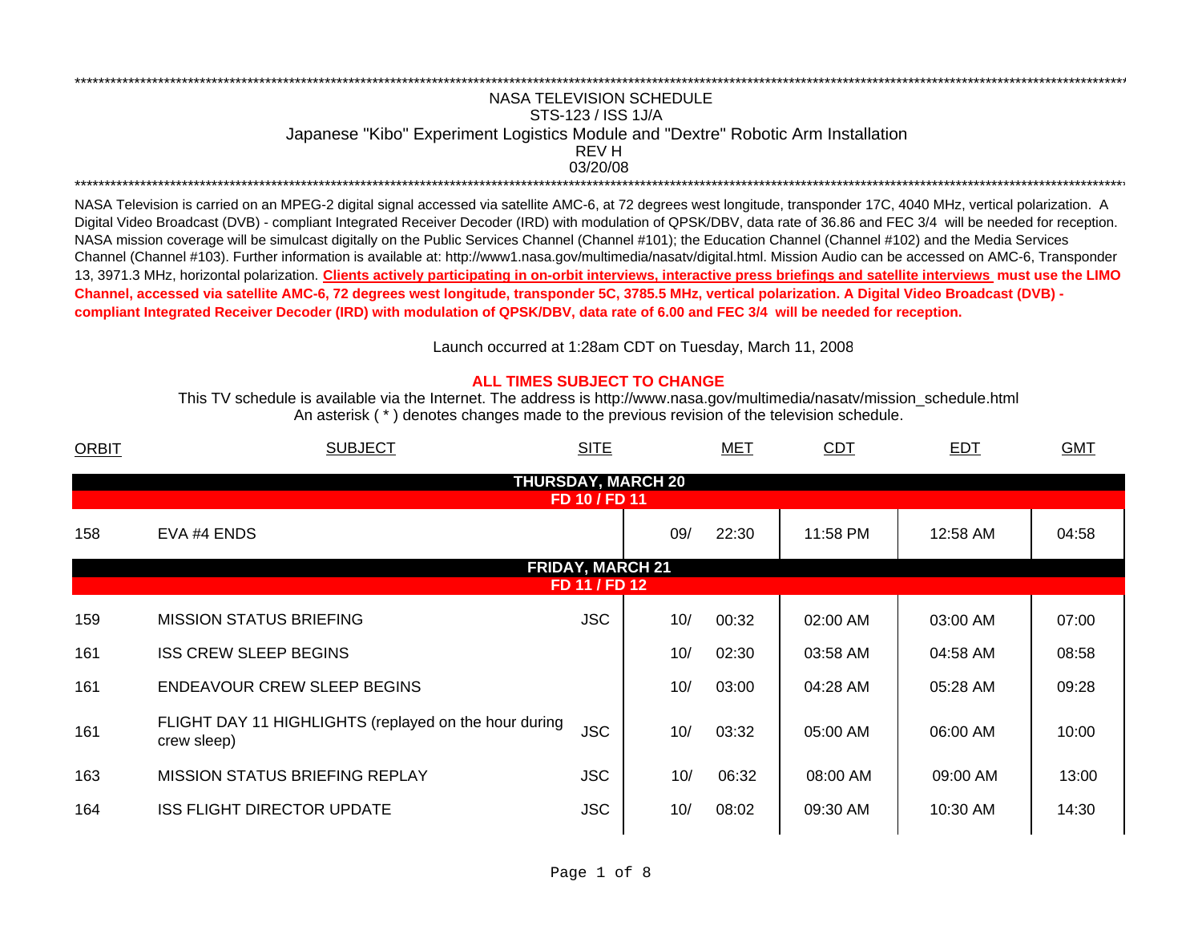*****************************************************************************************************************************************************************

# NASA TELEVISION SCHEDULE

## STS-123 / ISS 1J/A

## Japanese "Kibo" Experiment Logistics Module and "Dextre" Robotic Arm Installation

REV H

03/20/08

*****************************************************************************************************************************************************************

NASA Television is carried on an MPEG-2 digital signal accessed via satellite AMC-6, at 72 degrees west longitude, transponder 17C, 4040 MHz, vertical polarization. A Digital Video Broadcast (DVB) - compliant Integrated Receiver Decoder (IRD) with modulation of QPSK/DBV, data rate of 36.86 and FEC 3/4 will be needed for reception. NASA mission coverage will be simulcast digitally on the Public Services Channel (Channel #101); the Education Channel (Channel #102) and the Media Services Channel (Channel #103). Further information is available at: http://www1.nasa.gov/multimedia/nasatv/digital.html. Mission Audio can be accessed on AMC-6, Transponder 13, 3971.3 MHz, horizontal polarization. **Clients actively participating in on-orbit interviews, interactive press briefings and satellite interviews must use the LIMO Channel, accessed via satellite AMC-6, 72 degrees west longitude, transponder 5C, 3785.5 MHz, vertical polarization. A Digital Video Broadcast (DVB) - compliant Integrated Receiver Decoder (IRD) with modulation of QPSK/DBV, data rate of 6.00 and FEC 3/4 will be needed for reception.**

Launch occurred at 1:28am CDT on Tuesday, March 11, 2008

**ALL TIMES SUBJECT TO CHANGE**

This TV schedule is available via the Internet. The address is http://www.nasa.gov/multimedia/nasatv/mission_schedule.html

An asterisk ( * ) denotes changes made to the previous revision of the television schedule.

| ORBIT | SUBJECT | SITE | MET | | CDT | EDT | GMT |
|---|---|---|---|---|---|---|---|
| | **THURSDAY, MARCH 20** | | | | | | |
| | **FD 10 / FD 11** | | | | | | |
| 158 | EVA #4 ENDS | | 09/ | 22:30 | 11:58 PM | 12:58 AM | 04:58 |
| | **FRIDAY, MARCH 21** | | | | | | |
| | **FD 11 / FD 12** | | | | | | |
| 159 | MISSION STATUS BRIEFING | JSC | 10/ | 00:32 | 02:00 AM | 03:00 AM | 07:00 |
| 161 | ISS CREW SLEEP BEGINS | | 10/ | 02:30 | 03:58 AM | 04:58 AM | 08:58 |
| 161 | ENDEAVOUR CREW SLEEP BEGINS | | 10/ | 03:00 | 04:28 AM | 05:28 AM | 09:28 |
| 161 | FLIGHT DAY 11 HIGHLIGHTS (replayed on the hour during crew sleep) | JSC | 10/ | 03:32 | 05:00 AM | 06:00 AM | 10:00 |
| 163 | MISSION STATUS BRIEFING REPLAY | JSC | 10/ | 06:32 | 08:00 AM | 09:00 AM | 13:00 |
| 164 | ISS FLIGHT DIRECTOR UPDATE | JSC | 10/ | 08:02 | 09:30 AM | 10:30 AM | 14:30 |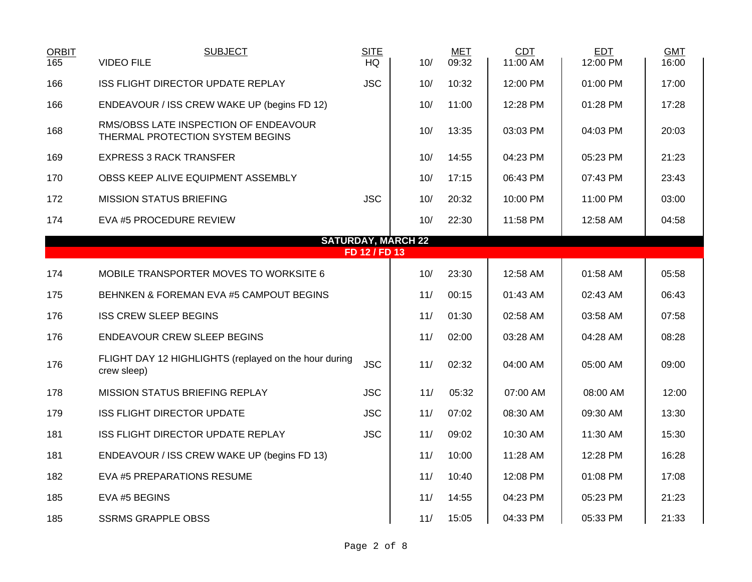| ORBIT | SUBJECT | SITE | MET | CDT | EDT | GMT |
|---|---|---|---|---|---|---|
| 165 | VIDEO FILE | HQ | 10/ 09:32 | 11:00 AM | 12:00 PM | 16:00 |
| 166 | ISS FLIGHT DIRECTOR UPDATE REPLAY | JSC | 10/ 10:32 | 12:00 PM | 01:00 PM | 17:00 |
| 166 | ENDEAVOUR / ISS CREW WAKE UP (begins FD 12) | | 10/ 11:00 | 12:28 PM | 01:28 PM | 17:28 |
| 168 | RMS/OBSS LATE INSPECTION OF ENDEAVOUR THERMAL PROTECTION SYSTEM BEGINS | | 10/ 13:35 | 03:03 PM | 04:03 PM | 20:03 |
| 169 | EXPRESS 3 RACK TRANSFER | | 10/ 14:55 | 04:23 PM | 05:23 PM | 21:23 |
| 170 | OBSS KEEP ALIVE EQUIPMENT ASSEMBLY | | 10/ 17:15 | 06:43 PM | 07:43 PM | 23:43 |
| 172 | MISSION STATUS BRIEFING | JSC | 10/ 20:32 | 10:00 PM | 11:00 PM | 03:00 |
| 174 | EVA #5 PROCEDURE REVIEW | | 10/ 22:30 | 11:58 PM | 12:58 AM | 04:58 |
| | **SATURDAY, MARCH 22** | | | | | |
| | **FD 12 / FD 13** | | | | | |
| 174 | MOBILE TRANSPORTER MOVES TO WORKSITE 6 | | 10/ 23:30 | 12:58 AM | 01:58 AM | 05:58 |
| 175 | BEHNKEN & FOREMAN EVA #5 CAMPOUT BEGINS | | 11/ 00:15 | 01:43 AM | 02:43 AM | 06:43 |
| 176 | ISS CREW SLEEP BEGINS | | 11/ 01:30 | 02:58 AM | 03:58 AM | 07:58 |
| 176 | ENDEAVOUR CREW SLEEP BEGINS | | 11/ 02:00 | 03:28 AM | 04:28 AM | 08:28 |
| 176 | FLIGHT DAY 12 HIGHLIGHTS (replayed on the hour during crew sleep) | JSC | 11/ 02:32 | 04:00 AM | 05:00 AM | 09:00 |
| 178 | MISSION STATUS BRIEFING REPLAY | JSC | 11/ 05:32 | 07:00 AM | 08:00 AM | 12:00 |
| 179 | ISS FLIGHT DIRECTOR UPDATE | JSC | 11/ 07:02 | 08:30 AM | 09:30 AM | 13:30 |
| 181 | ISS FLIGHT DIRECTOR UPDATE REPLAY | JSC | 11/ 09:02 | 10:30 AM | 11:30 AM | 15:30 |
| 181 | ENDEAVOUR / ISS CREW WAKE UP (begins FD 13) | | 11/ 10:00 | 11:28 AM | 12:28 PM | 16:28 |
| 182 | EVA #5 PREPARATIONS RESUME | | 11/ 10:40 | 12:08 PM | 01:08 PM | 17:08 |
| 185 | EVA #5 BEGINS | | 11/ 14:55 | 04:23 PM | 05:23 PM | 21:23 |
| 185 | SSRMS GRAPPLE OBSS | | 11/ 15:05 | 04:33 PM | 05:33 PM | 21:33 |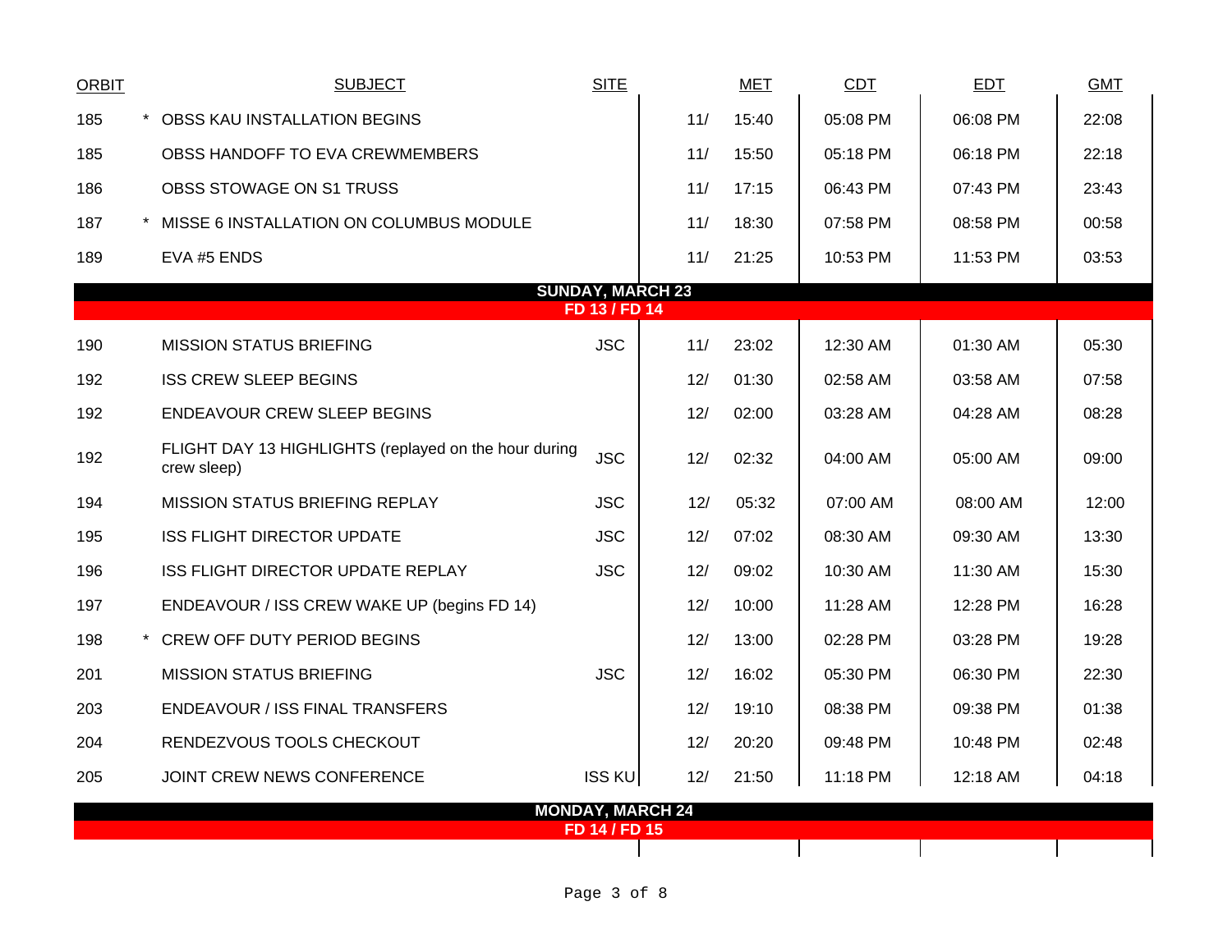| ORBIT | SUBJECT | SITE | MET | | CDT | EDT | GMT |
|---|---|---|---|---|---|---|---|
| 185 | * OBSS KAU INSTALLATION BEGINS | | 11/ | 15:40 | 05:08 PM | 06:08 PM | 22:08 |
| 185 | OBSS HANDOFF TO EVA CREWMEMBERS | | 11/ | 15:50 | 05:18 PM | 06:18 PM | 22:18 |
| 186 | OBSS STOWAGE ON S1 TRUSS | | 11/ | 17:15 | 06:43 PM | 07:43 PM | 23:43 |
| 187 | * MISSE 6 INSTALLATION ON COLUMBUS MODULE | | 11/ | 18:30 | 07:58 PM | 08:58 PM | 00:58 |
| 189 | EVA #5 ENDS | | 11/ | 21:25 | 10:53 PM | 11:53 PM | 03:53 |
| | **SUNDAY, MARCH 23** | | | | | | |
| | **FD 13 / FD 14** | | | | | | |
| 190 | MISSION STATUS BRIEFING | JSC | 11/ | 23:02 | 12:30 AM | 01:30 AM | 05:30 |
| 192 | ISS CREW SLEEP BEGINS | | 12/ | 01:30 | 02:58 AM | 03:58 AM | 07:58 |
| 192 | ENDEAVOUR CREW SLEEP BEGINS | | 12/ | 02:00 | 03:28 AM | 04:28 AM | 08:28 |
| 192 | FLIGHT DAY 13 HIGHLIGHTS (replayed on the hour during crew sleep) | JSC | 12/ | 02:32 | 04:00 AM | 05:00 AM | 09:00 |
| 194 | MISSION STATUS BRIEFING REPLAY | JSC | 12/ | 05:32 | 07:00 AM | 08:00 AM | 12:00 |
| 195 | ISS FLIGHT DIRECTOR UPDATE | JSC | 12/ | 07:02 | 08:30 AM | 09:30 AM | 13:30 |
| 196 | ISS FLIGHT DIRECTOR UPDATE REPLAY | JSC | 12/ | 09:02 | 10:30 AM | 11:30 AM | 15:30 |
| 197 | ENDEAVOUR / ISS CREW WAKE UP (begins FD 14) | | 12/ | 10:00 | 11:28 AM | 12:28 PM | 16:28 |
| 198 | * CREW OFF DUTY PERIOD BEGINS | | 12/ | 13:00 | 02:28 PM | 03:28 PM | 19:28 |
| 201 | MISSION STATUS BRIEFING | JSC | 12/ | 16:02 | 05:30 PM | 06:30 PM | 22:30 |
| 203 | ENDEAVOUR / ISS FINAL TRANSFERS | | 12/ | 19:10 | 08:38 PM | 09:38 PM | 01:38 |
| 204 | RENDEZVOUS TOOLS CHECKOUT | | 12/ | 20:20 | 09:48 PM | 10:48 PM | 02:48 |
| 205 | JOINT CREW NEWS CONFERENCE | ISS KU | 12/ | 21:50 | 11:18 PM | 12:18 AM | 04:18 |
| | **MONDAY, MARCH 24** | | | | | | |
| | **FD 14 / FD 15** | | | | | | |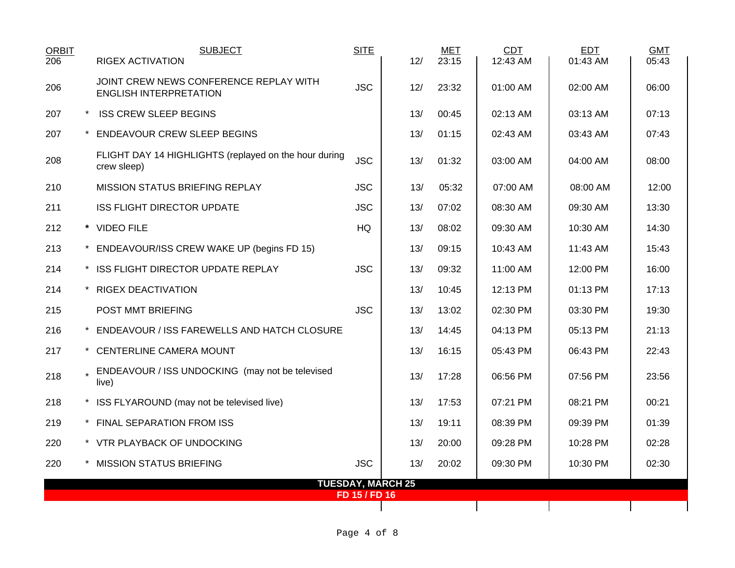| ORBIT | | SUBJECT | SITE | MET | | CDT | EDT | GMT |
|---|---|---|---|---|---|---|---|---|
| 206 | | RIGEX ACTIVATION | | 12/ | 23:15 | 12:43 AM | 01:43 AM | 05:43 |
| 206 | | JOINT CREW NEWS CONFERENCE REPLAY WITH ENGLISH INTERPRETATION | JSC | 12/ | 23:32 | 01:00 AM | 02:00 AM | 06:00 |
| 207 | * | ISS CREW SLEEP BEGINS | | 13/ | 00:45 | 02:13 AM | 03:13 AM | 07:13 |
| 207 | * | ENDEAVOUR CREW SLEEP BEGINS | | 13/ | 01:15 | 02:43 AM | 03:43 AM | 07:43 |
| 208 | | FLIGHT DAY 14 HIGHLIGHTS (replayed on the hour during crew sleep) | JSC | 13/ | 01:32 | 03:00 AM | 04:00 AM | 08:00 |
| 210 | | MISSION STATUS BRIEFING REPLAY | JSC | 13/ | 05:32 | 07:00 AM | 08:00 AM | 12:00 |
| 211 | | ISS FLIGHT DIRECTOR UPDATE | JSC | 13/ | 07:02 | 08:30 AM | 09:30 AM | 13:30 |
| 212 | * | VIDEO FILE | HQ | 13/ | 08:02 | 09:30 AM | 10:30 AM | 14:30 |
| 213 | * | ENDEAVOUR/ISS CREW WAKE UP (begins FD 15) | | 13/ | 09:15 | 10:43 AM | 11:43 AM | 15:43 |
| 214 | * | ISS FLIGHT DIRECTOR UPDATE REPLAY | JSC | 13/ | 09:32 | 11:00 AM | 12:00 PM | 16:00 |
| 214 | * | RIGEX DEACTIVATION | | 13/ | 10:45 | 12:13 PM | 01:13 PM | 17:13 |
| 215 | | POST MMT BRIEFING | JSC | 13/ | 13:02 | 02:30 PM | 03:30 PM | 19:30 |
| 216 | * | ENDEAVOUR / ISS FAREWELLS AND HATCH CLOSURE | | 13/ | 14:45 | 04:13 PM | 05:13 PM | 21:13 |
| 217 | * | CENTERLINE CAMERA MOUNT | | 13/ | 16:15 | 05:43 PM | 06:43 PM | 22:43 |
| 218 | * | ENDEAVOUR / ISS UNDOCKING (may not be televised live) | | 13/ | 17:28 | 06:56 PM | 07:56 PM | 23:56 |
| 218 | * | ISS FLYAROUND (may not be televised live) | | 13/ | 17:53 | 07:21 PM | 08:21 PM | 00:21 |
| 219 | * | FINAL SEPARATION FROM ISS | | 13/ | 19:11 | 08:39 PM | 09:39 PM | 01:39 |
| 220 | * | VTR PLAYBACK OF UNDOCKING | | 13/ | 20:00 | 09:28 PM | 10:28 PM | 02:28 |
| 220 | * | MISSION STATUS BRIEFING | JSC | 13/ | 20:02 | 09:30 PM | 10:30 PM | 02:30 |

**TUESDAY, MARCH 25**

**FD 15 / FD 16**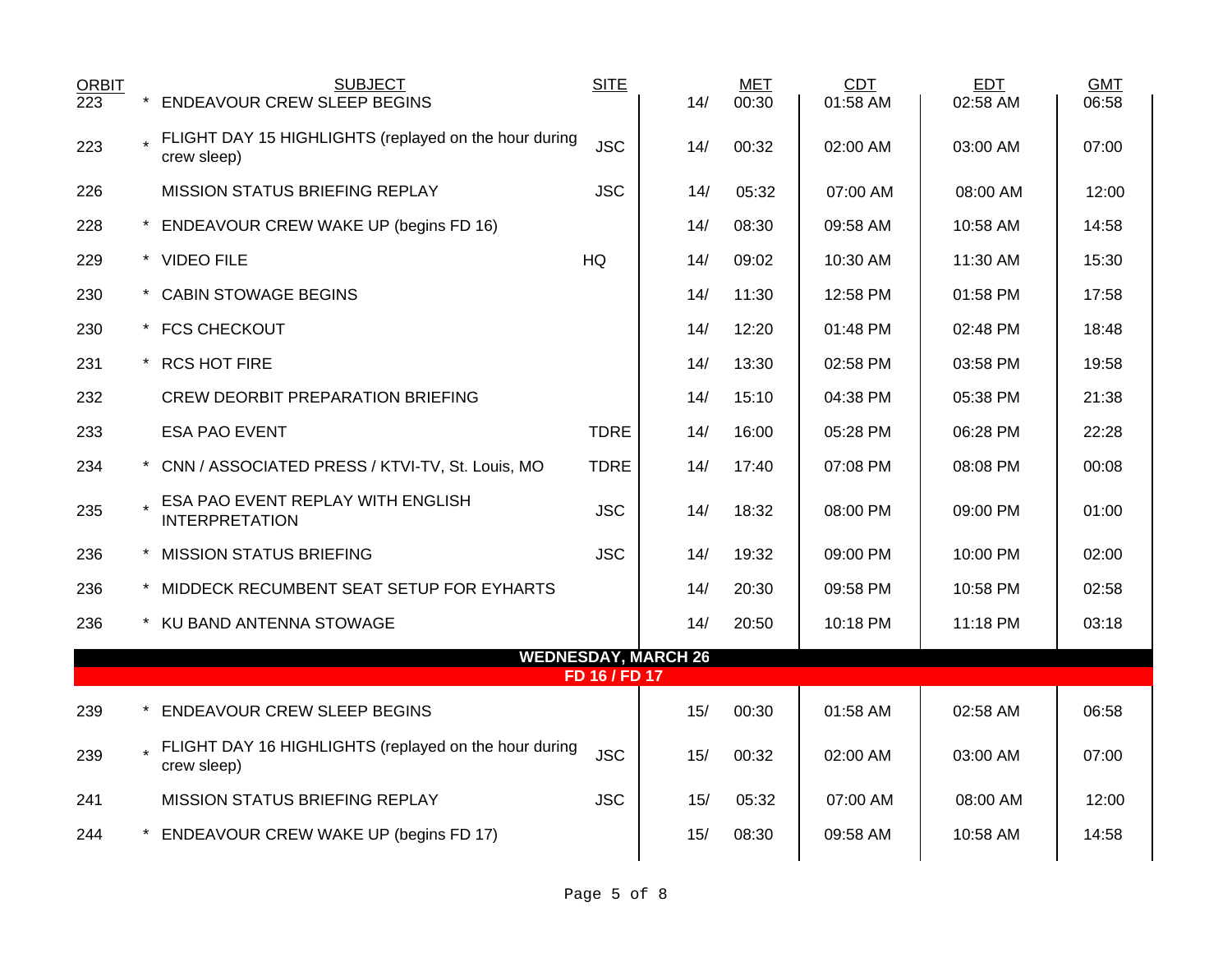| ORBIT | | SUBJECT | SITE | | MET | CDT | EDT | GMT |
|---|---|---|---|---|---|---|---|---|
| 223 | * | ENDEAVOUR CREW SLEEP BEGINS | | 14/ | 00:30 | 01:58 AM | 02:58 AM | 06:58 |
| 223 | * | FLIGHT DAY 15 HIGHLIGHTS (replayed on the hour during crew sleep) | JSC | 14/ | 00:32 | 02:00 AM | 03:00 AM | 07:00 |
| 226 | | MISSION STATUS BRIEFING REPLAY | JSC | 14/ | 05:32 | 07:00 AM | 08:00 AM | 12:00 |
| 228 | * | ENDEAVOUR CREW WAKE UP (begins FD 16) | | 14/ | 08:30 | 09:58 AM | 10:58 AM | 14:58 |
| 229 | * | VIDEO FILE | HQ | 14/ | 09:02 | 10:30 AM | 11:30 AM | 15:30 |
| 230 | * | CABIN STOWAGE BEGINS | | 14/ | 11:30 | 12:58 PM | 01:58 PM | 17:58 |
| 230 | * | FCS CHECKOUT | | 14/ | 12:20 | 01:48 PM | 02:48 PM | 18:48 |
| 231 | * | RCS HOT FIRE | | 14/ | 13:30 | 02:58 PM | 03:58 PM | 19:58 |
| 232 | | CREW DEORBIT PREPARATION BRIEFING | | 14/ | 15:10 | 04:38 PM | 05:38 PM | 21:38 |
| 233 | | ESA PAO EVENT | TDRE | 14/ | 16:00 | 05:28 PM | 06:28 PM | 22:28 |
| 234 | * | CNN / ASSOCIATED PRESS / KTVI-TV, St. Louis, MO | TDRE | 14/ | 17:40 | 07:08 PM | 08:08 PM | 00:08 |
| 235 | * | ESA PAO EVENT REPLAY WITH ENGLISH INTERPRETATION | JSC | 14/ | 18:32 | 08:00 PM | 09:00 PM | 01:00 |
| 236 | * | MISSION STATUS BRIEFING | JSC | 14/ | 19:32 | 09:00 PM | 10:00 PM | 02:00 |
| 236 | * | MIDDECK RECUMBENT SEAT SETUP FOR EYHARTS | | 14/ | 20:30 | 09:58 PM | 10:58 PM | 02:58 |
| 236 | * | KU BAND ANTENNA STOWAGE | | 14/ | 20:50 | 10:18 PM | 11:18 PM | 03:18 |
| | | **WEDNESDAY, MARCH 26** | | | | | | |
| | | **FD 16 / FD 17** | | | | | | |
| 239 | * | ENDEAVOUR CREW SLEEP BEGINS | | 15/ | 00:30 | 01:58 AM | 02:58 AM | 06:58 |
| 239 | * | FLIGHT DAY 16 HIGHLIGHTS (replayed on the hour during crew sleep) | JSC | 15/ | 00:32 | 02:00 AM | 03:00 AM | 07:00 |
| 241 | | MISSION STATUS BRIEFING REPLAY | JSC | 15/ | 05:32 | 07:00 AM | 08:00 AM | 12:00 |
| 244 | * | ENDEAVOUR CREW WAKE UP (begins FD 17) | | 15/ | 08:30 | 09:58 AM | 10:58 AM | 14:58 |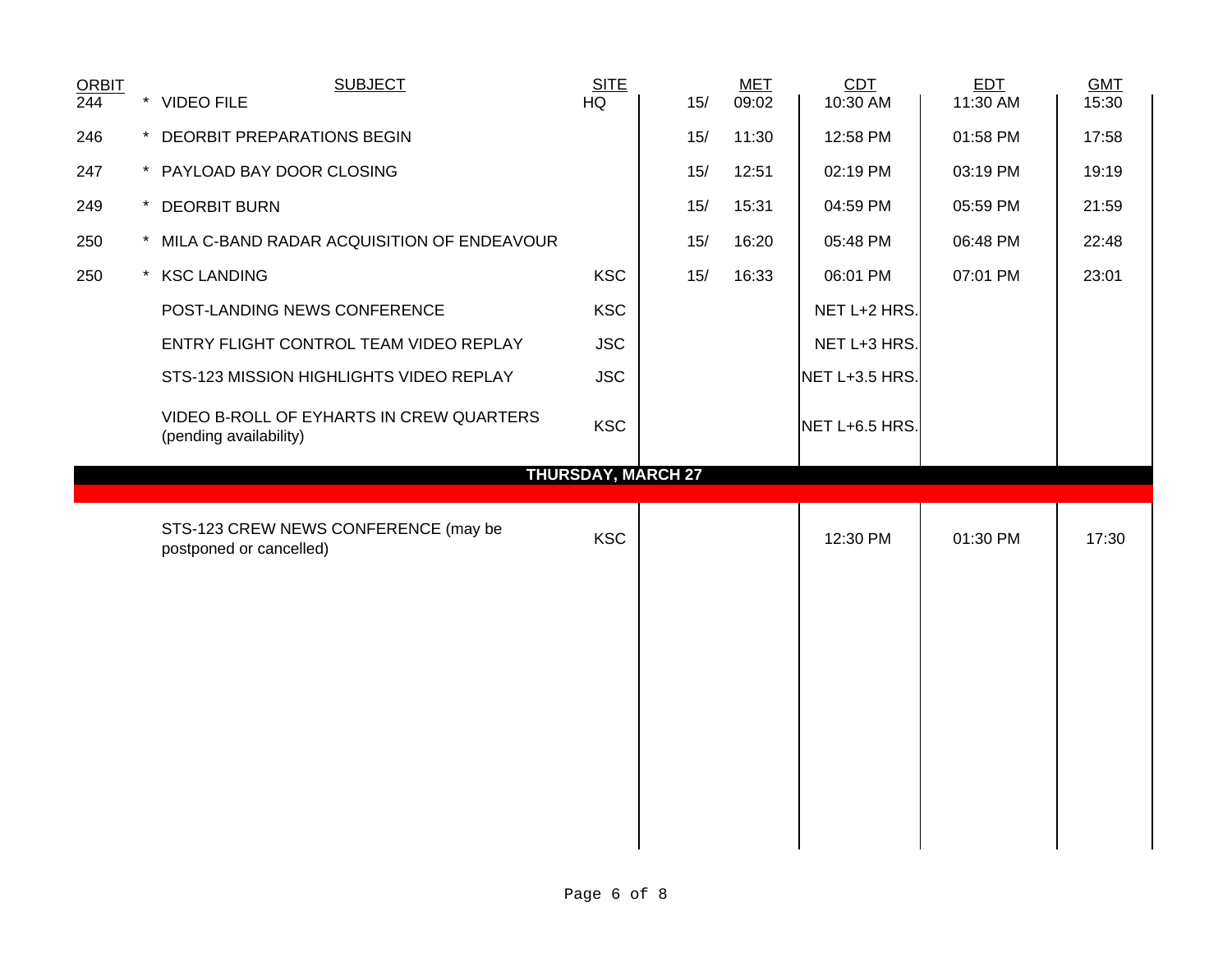| ORBIT | | SUBJECT | SITE | | MET | CDT | EDT | GMT |
|---|---|---|---|---|---|---|---|---|
| 244 | * | VIDEO FILE | HQ | 15/ | 09:02 | 10:30 AM | 11:30 AM | 15:30 |
| 246 | * | DEORBIT PREPARATIONS BEGIN | | 15/ | 11:30 | 12:58 PM | 01:58 PM | 17:58 |
| 247 | * | PAYLOAD BAY DOOR CLOSING | | 15/ | 12:51 | 02:19 PM | 03:19 PM | 19:19 |
| 249 | * | DEORBIT BURN | | 15/ | 15:31 | 04:59 PM | 05:59 PM | 21:59 |
| 250 | * | MILA C-BAND RADAR ACQUISITION OF ENDEAVOUR | | 15/ | 16:20 | 05:48 PM | 06:48 PM | 22:48 |
| 250 | * | KSC LANDING | KSC | 15/ | 16:33 | 06:01 PM | 07:01 PM | 23:01 |
| | | POST-LANDING NEWS CONFERENCE | KSC | | | NET L+2 HRS. | | |
| | | ENTRY FLIGHT CONTROL TEAM VIDEO REPLAY | JSC | | | NET L+3 HRS. | | |
| | | STS-123 MISSION HIGHLIGHTS VIDEO REPLAY | JSC | | | NET L+3.5 HRS. | | |
| | | VIDEO B-ROLL OF EYHARTS IN CREW QUARTERS (pending availability) | KSC | | | NET L+6.5 HRS. | | |
| | | **THURSDAY, MARCH 27** | | | | | | |
| | | STS-123 CREW NEWS CONFERENCE (may be postponed or cancelled) | KSC | | | 12:30 PM | 01:30 PM | 17:30 |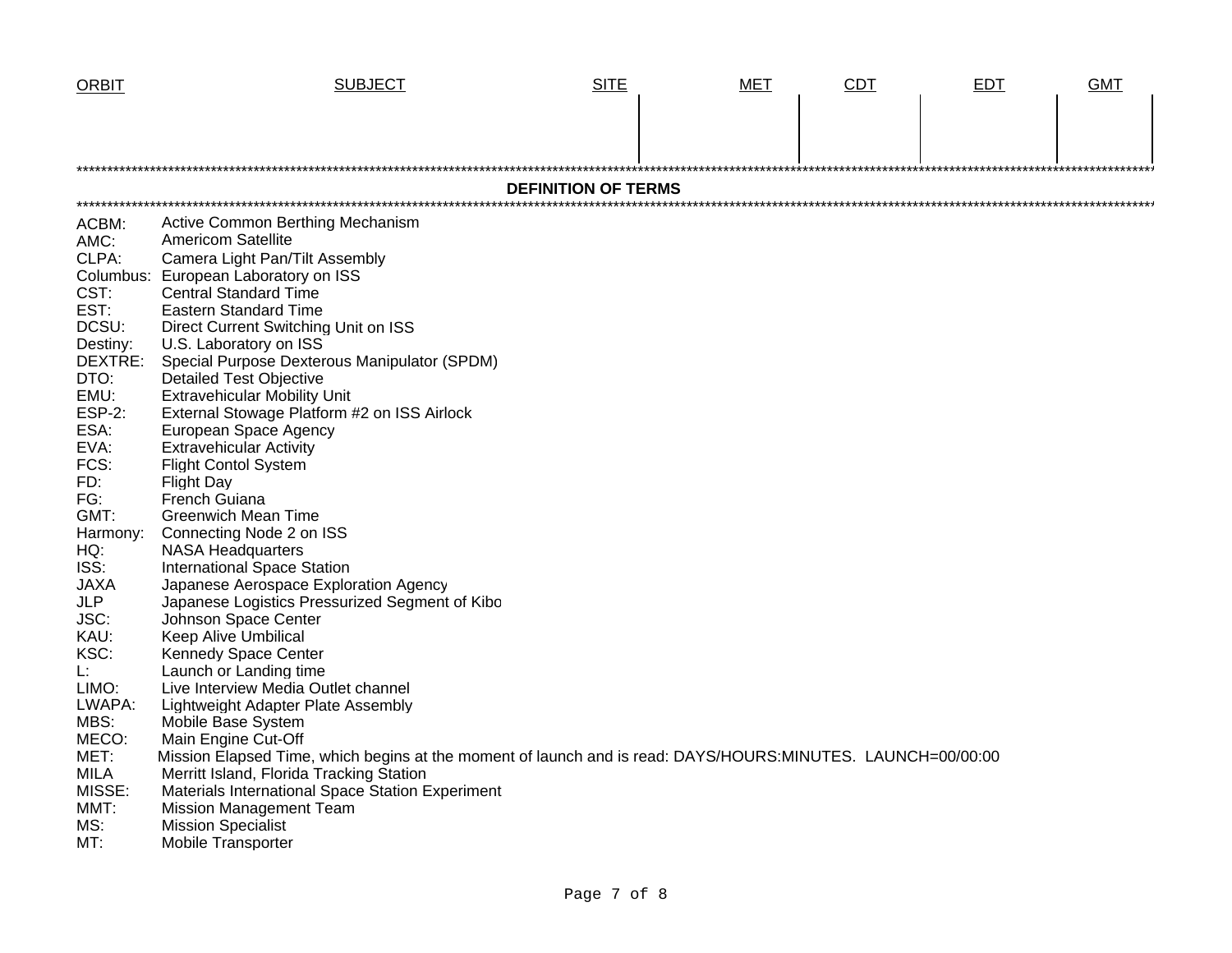| ORBIT | SUBJECT | SITE | MET | CDT | EDT | GMT |
|---|---|---|---|---|---|---|
| | | | | | | |

## DEFINITION OF TERMS

ACBM: Active Common Berthing Mechanism
AMC: Americom Satellite
CLPA: Camera Light Pan/Tilt Assembly
Columbus: European Laboratory on ISS
CST: Central Standard Time
EST: Eastern Standard Time
DCSU: Direct Current Switching Unit on ISS
Destiny: U.S. Laboratory on ISS
DEXTRE: Special Purpose Dexterous Manipulator (SPDM)
DTO: Detailed Test Objective
EMU: Extravehicular Mobility Unit
ESP-2: External Stowage Platform #2 on ISS Airlock
ESA: European Space Agency
EVA: Extravehicular Activity
FCS: Flight Contol System
FD: Flight Day
FG: French Guiana
GMT: Greenwich Mean Time
Harmony: Connecting Node 2 on ISS
HQ: NASA Headquarters
ISS: International Space Station
JAXA Japanese Aerospace Exploration Agency
JLP Japanese Logistics Pressurized Segment of Kibo
JSC: Johnson Space Center
KAU: Keep Alive Umbilical
KSC: Kennedy Space Center
L: Launch or Landing time
LIMO: Live Interview Media Outlet channel
LWAPA: Lightweight Adapter Plate Assembly
MBS: Mobile Base System
MECO: Main Engine Cut-Off
MET: Mission Elapsed Time, which begins at the moment of launch and is read: DAYS/HOURS:MINUTES. LAUNCH=00/00:00
MILA Merritt Island, Florida Tracking Station
MISSE: Materials International Space Station Experiment
MMT: Mission Management Team
MS: Mission Specialist
MT: Mobile Transporter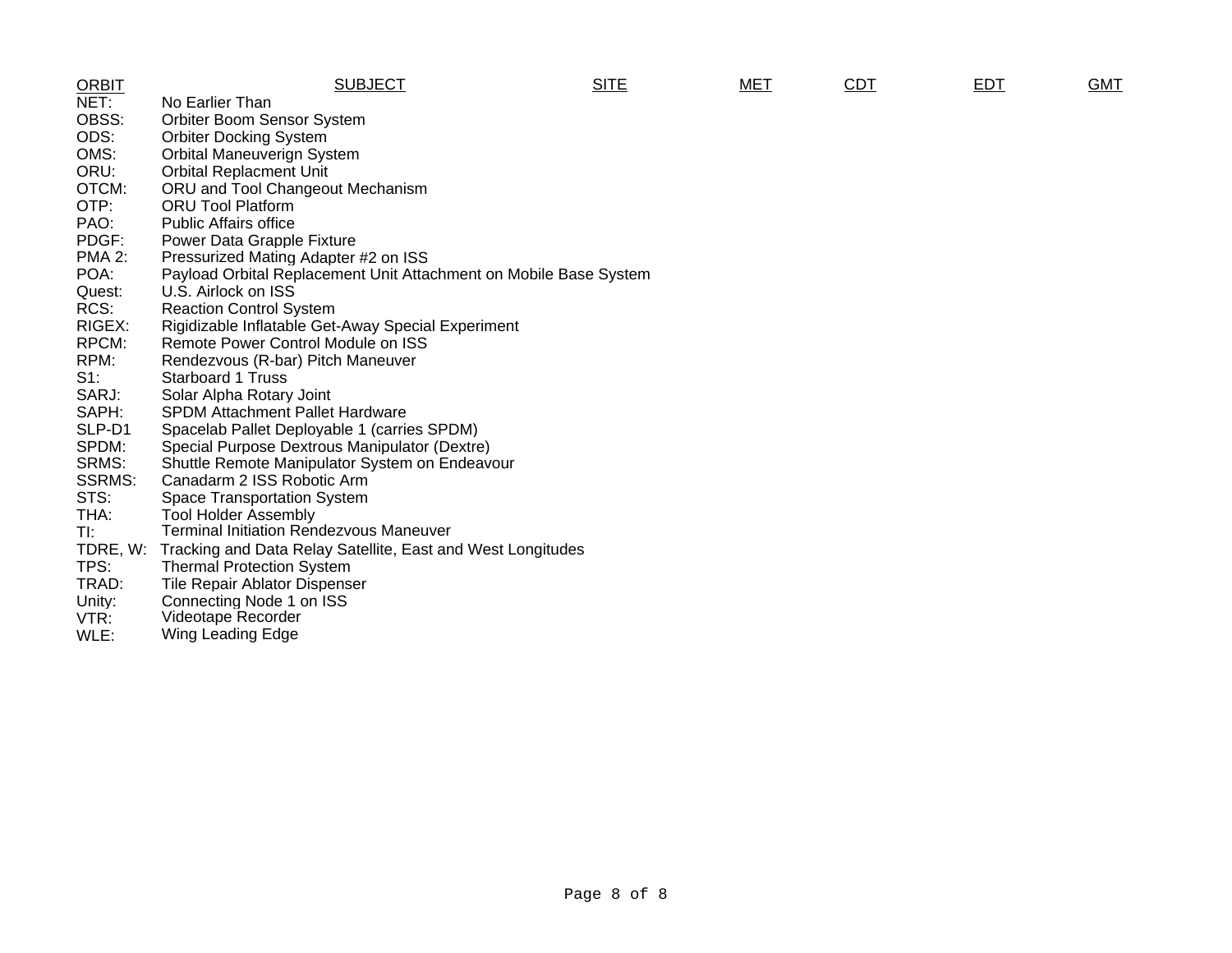| ORBIT | SUBJECT | SITE | MET | CDT | EDT | GMT |
|---|---|---|---|---|---|---|

NET: No Earlier Than
OBSS: Orbiter Boom Sensor System
ODS: Orbiter Docking System
OMS: Orbital Maneuverign System
ORU: Orbital Replacment Unit
OTCM: ORU and Tool Changeout Mechanism
OTP: ORU Tool Platform
PAO: Public Affairs office
PDGF: Power Data Grapple Fixture
PMA 2: Pressurized Mating Adapter #2 on ISS
POA: Payload Orbital Replacement Unit Attachment on Mobile Base System
Quest: U.S. Airlock on ISS
RCS: Reaction Control System
RIGEX: Rigidizable Inflatable Get-Away Special Experiment
RPCM: Remote Power Control Module on ISS
RPM: Rendezvous (R-bar) Pitch Maneuver
S1: Starboard 1 Truss
SARJ: Solar Alpha Rotary Joint
SAPH: SPDM Attachment Pallet Hardware
SLP-D1 Spacelab Pallet Deployable 1 (carries SPDM)
SPDM: Special Purpose Dextrous Manipulator (Dextre)
SRMS: Shuttle Remote Manipulator System on Endeavour
SSRMS: Canadarm 2 ISS Robotic Arm
STS: Space Transportation System
THA: Tool Holder Assembly
TI: Terminal Initiation Rendezvous Maneuver
TDRE, W: Tracking and Data Relay Satellite, East and West Longitudes
TPS: Thermal Protection System
TRAD: Tile Repair Ablator Dispenser
Unity: Connecting Node 1 on ISS
VTR: Videotape Recorder
WLE: Wing Leading Edge